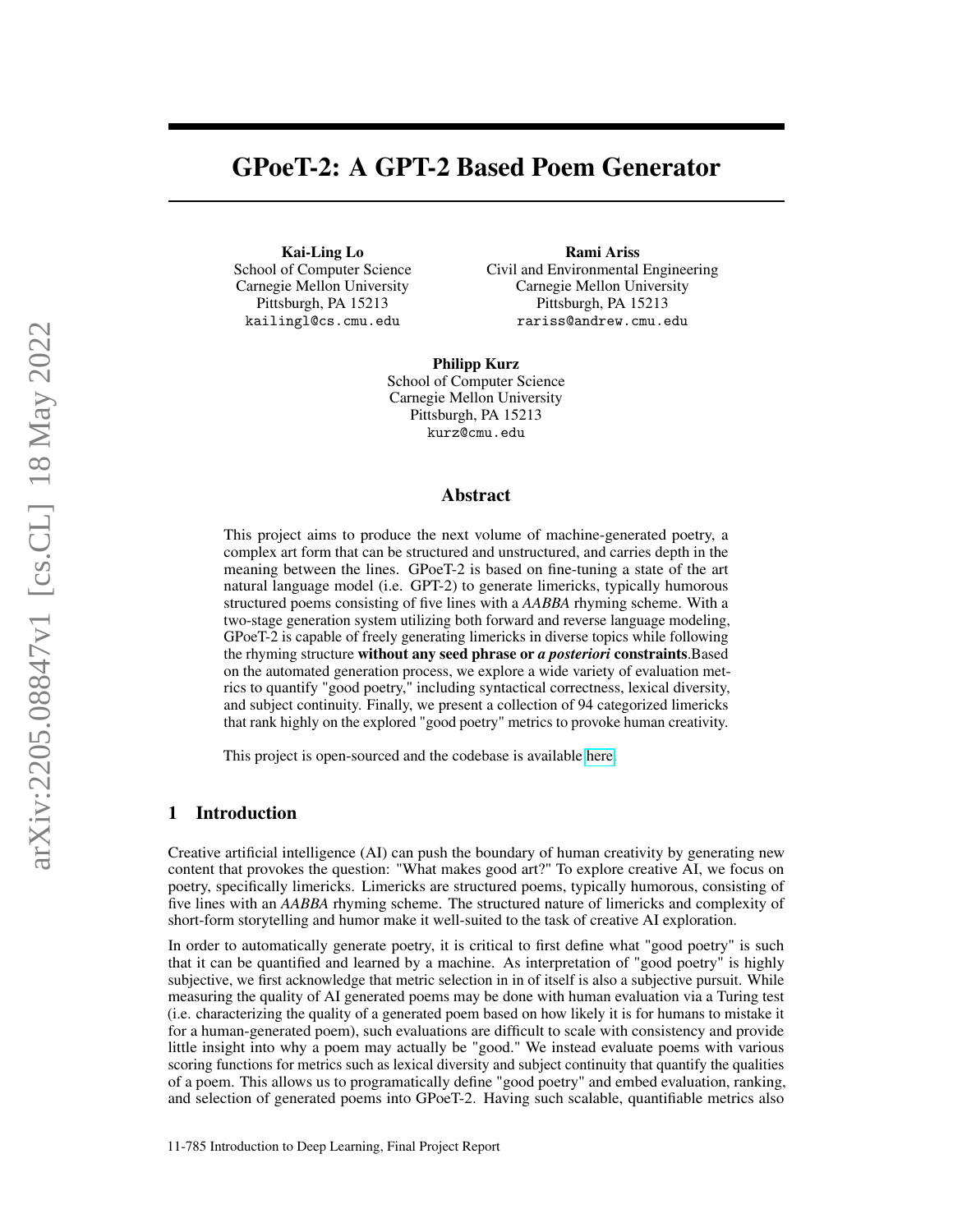# GPoeT-2: A GPT-2 Based Poem Generator

**Kai-Ling Lo**
School of Computer Science
Carnegie Mellon University
Pittsburgh, PA 15213
kailingl@cs.cmu.edu

**Rami Ariss**
Civil and Environmental Engineering
Carnegie Mellon University
Pittsburgh, PA 15213
rariss@andrew.cmu.edu

**Philipp Kurz**
School of Computer Science
Carnegie Mellon University
Pittsburgh, PA 15213
kurz@cmu.edu

## Abstract

This project aims to produce the next volume of machine-generated poetry, a complex art form that can be structured and unstructured, and carries depth in the meaning between the lines. GPoeT-2 is based on fine-tuning a state of the art natural language model (i.e. GPT-2) to generate limericks, typically humorous structured poems consisting of five lines with a *AABBA* rhyming scheme. With a two-stage generation system utilizing both forward and reverse language modeling, GPoeT-2 is capable of freely generating limericks in diverse topics while following the rhyming structure **without any seed phrase or *a posteriori* constraints**.Based on the automated generation process, we explore a wide variety of evaluation metrics to quantify "good poetry," including syntactical correctness, lexical diversity, and subject continuity. Finally, we present a collection of 94 categorized limericks that rank highly on the explored "good poetry" metrics to provoke human creativity.

This project is open-sourced and the codebase is available here.

## 1 Introduction

Creative artificial intelligence (AI) can push the boundary of human creativity by generating new content that provokes the question: "What makes good art?" To explore creative AI, we focus on poetry, specifically limericks. Limericks are structured poems, typically humorous, consisting of five lines with an *AABBA* rhyming scheme. The structured nature of limericks and complexity of short-form storytelling and humor make it well-suited to the task of creative AI exploration.

In order to automatically generate poetry, it is critical to first define what "good poetry" is such that it can be quantified and learned by a machine. As interpretation of "good poetry" is highly subjective, we first acknowledge that metric selection in in of itself is also a subjective pursuit. While measuring the quality of AI generated poems may be done with human evaluation via a Turing test (i.e. characterizing the quality of a generated poem based on how likely it is for humans to mistake it for a human-generated poem), such evaluations are difficult to scale with consistency and provide little insight into why a poem may actually be "good." We instead evaluate poems with various scoring functions for metrics such as lexical diversity and subject continuity that quantify the qualities of a poem. This allows us to programatically define "good poetry" and embed evaluation, ranking, and selection of generated poems into GPoeT-2. Having such scalable, quantifiable metrics also

11-785 Introduction to Deep Learning, Final Project Report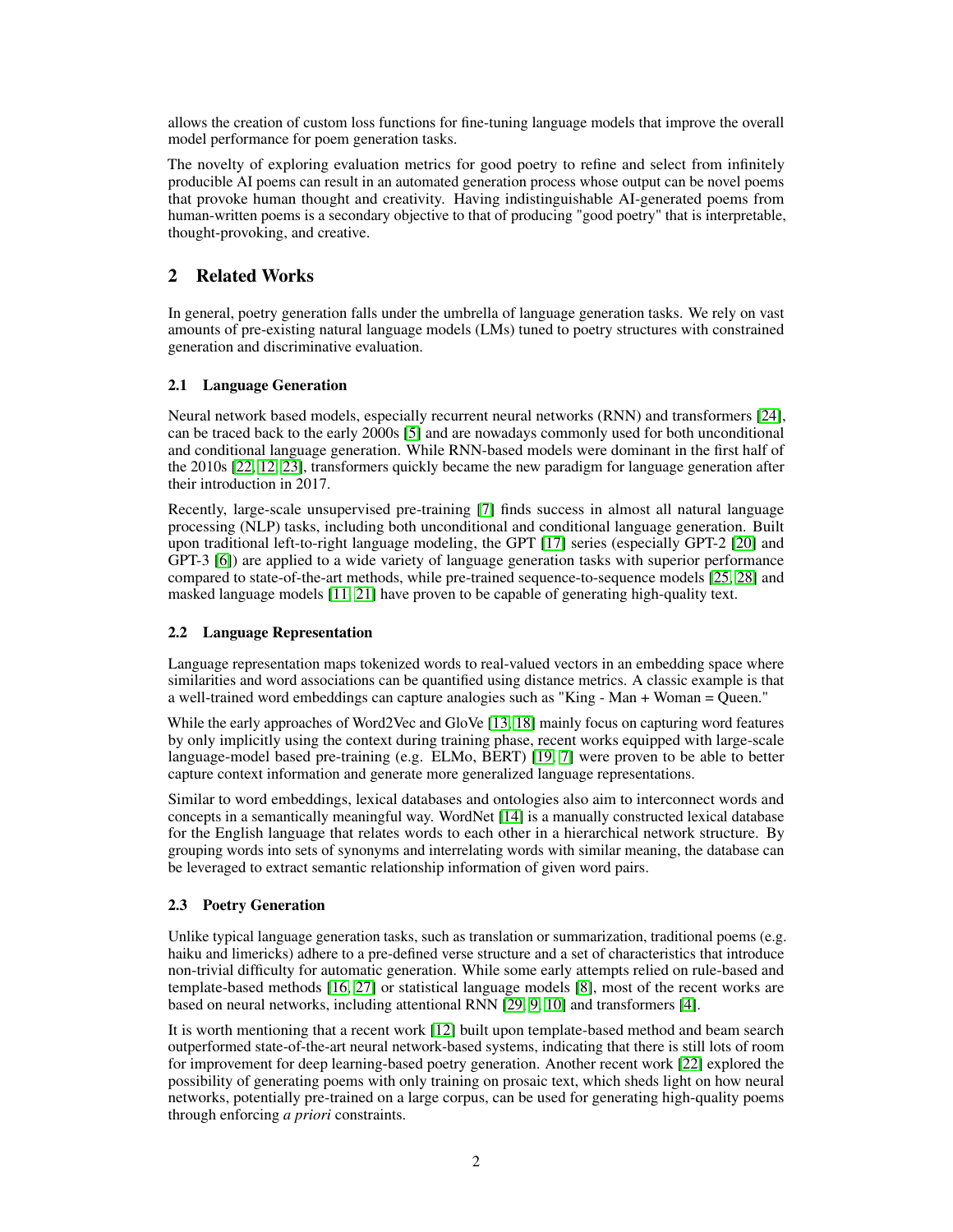allows the creation of custom loss functions for fine-tuning language models that improve the overall model performance for poem generation tasks.

The novelty of exploring evaluation metrics for good poetry to refine and select from infinitely producible AI poems can result in an automated generation process whose output can be novel poems that provoke human thought and creativity. Having indistinguishable AI-generated poems from human-written poems is a secondary objective to that of producing "good poetry" that is interpretable, thought-provoking, and creative.

## 2 Related Works

In general, poetry generation falls under the umbrella of language generation tasks. We rely on vast amounts of pre-existing natural language models (LMs) tuned to poetry structures with constrained generation and discriminative evaluation.

### 2.1 Language Generation

Neural network based models, especially recurrent neural networks (RNN) and transformers [24], can be traced back to the early 2000s [5] and are nowadays commonly used for both unconditional and conditional language generation. While RNN-based models were dominant in the first half of the 2010s [22, 12, 23], transformers quickly became the new paradigm for language generation after their introduction in 2017.

Recently, large-scale unsupervised pre-training [7] finds success in almost all natural language processing (NLP) tasks, including both unconditional and conditional language generation. Built upon traditional left-to-right language modeling, the GPT [17] series (especially GPT-2 [20] and GPT-3 [6]) are applied to a wide variety of language generation tasks with superior performance compared to state-of-the-art methods, while pre-trained sequence-to-sequence models [25, 28] and masked language models [11, 21] have proven to be capable of generating high-quality text.

### 2.2 Language Representation

Language representation maps tokenized words to real-valued vectors in an embedding space where similarities and word associations can be quantified using distance metrics. A classic example is that a well-trained word embeddings can capture analogies such as "King - Man + Woman = Queen."

While the early approaches of Word2Vec and GloVe [13, 18] mainly focus on capturing word features by only implicitly using the context during training phase, recent works equipped with large-scale language-model based pre-training (e.g. ELMo, BERT) [19, 7] were proven to be able to better capture context information and generate more generalized language representations.

Similar to word embeddings, lexical databases and ontologies also aim to interconnect words and concepts in a semantically meaningful way. WordNet [14] is a manually constructed lexical database for the English language that relates words to each other in a hierarchical network structure. By grouping words into sets of synonyms and interrelating words with similar meaning, the database can be leveraged to extract semantic relationship information of given word pairs.

### 2.3 Poetry Generation

Unlike typical language generation tasks, such as translation or summarization, traditional poems (e.g. haiku and limericks) adhere to a pre-defined verse structure and a set of characteristics that introduce non-trivial difficulty for automatic generation. While some early attempts relied on rule-based and template-based methods [16, 27] or statistical language models [8], most of the recent works are based on neural networks, including attentional RNN [29, 9, 10] and transformers [4].

It is worth mentioning that a recent work [12] built upon template-based method and beam search outperformed state-of-the-art neural network-based systems, indicating that there is still lots of room for improvement for deep learning-based poetry generation. Another recent work [22] explored the possibility of generating poems with only training on prosaic text, which sheds light on how neural networks, potentially pre-trained on a large corpus, can be used for generating high-quality poems through enforcing *a priori* constraints.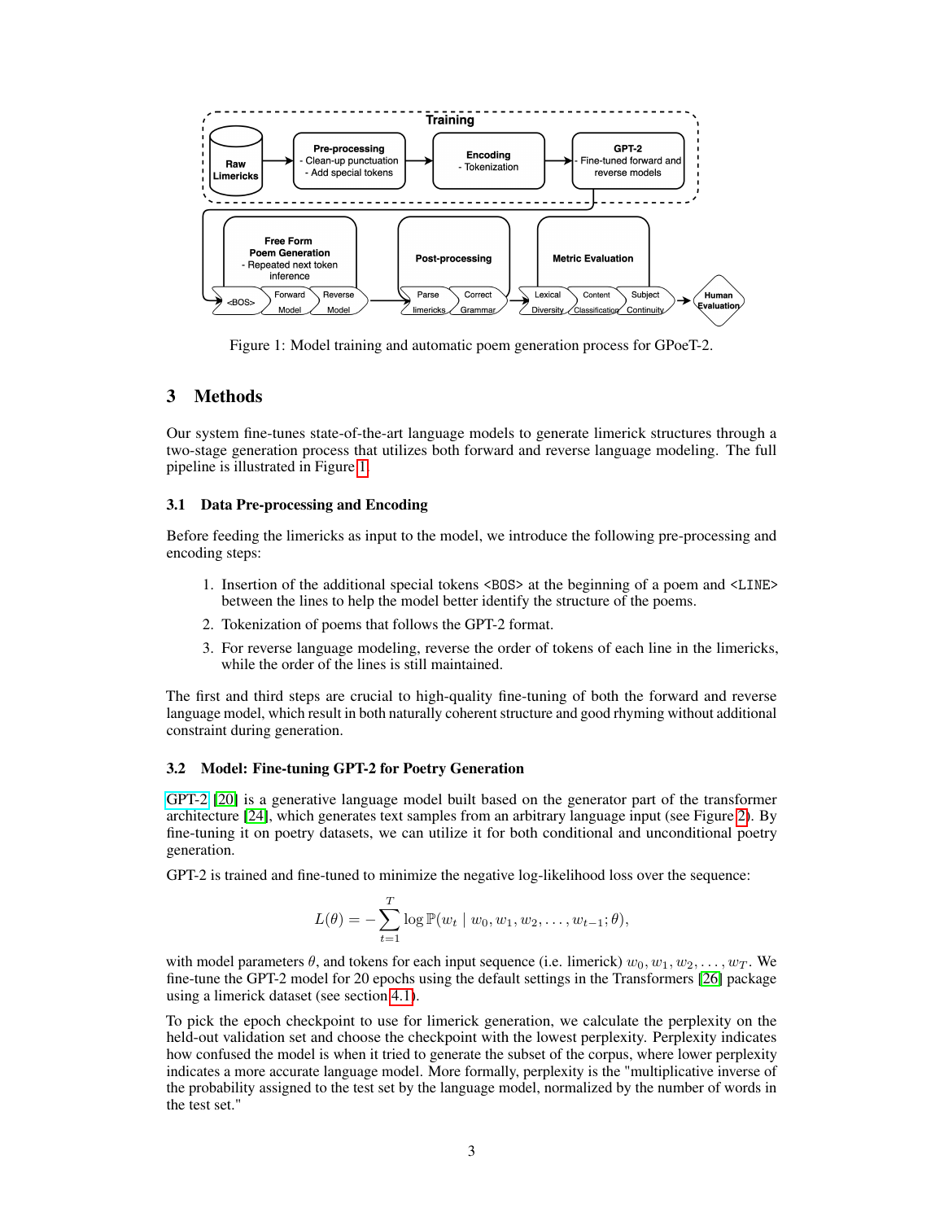Figure 1: Model training and automatic poem generation process for GPoeT-2.

## 3 Methods

Our system fine-tunes state-of-the-art language models to generate limerick structures through a two-stage generation process that utilizes both forward and reverse language modeling. The full pipeline is illustrated in Figure 1.

### 3.1 Data Pre-processing and Encoding

Before feeding the limericks as input to the model, we introduce the following pre-processing and encoding steps:

1. Insertion of the additional special tokens `<BOS>` at the beginning of a poem and `<LINE>` between the lines to help the model better identify the structure of the poems.
2. Tokenization of poems that follows the GPT-2 format.
3. For reverse language modeling, reverse the order of tokens of each line in the limericks, while the order of the lines is still maintained.

The first and third steps are crucial to high-quality fine-tuning of both the forward and reverse language model, which result in both naturally coherent structure and good rhyming without additional constraint during generation.

### 3.2 Model: Fine-tuning GPT-2 for Poetry Generation

GPT-2 [20] is a generative language model built based on the generator part of the transformer architecture [24], which generates text samples from an arbitrary language input (see Figure 2). By fine-tuning it on poetry datasets, we can utilize it for both conditional and unconditional poetry generation.

GPT-2 is trained and fine-tuned to minimize the negative log-likelihood loss over the sequence:

$$L(\theta) = -\sum_{t=1}^{T} \log \mathbb{P}(w_t \mid w_0, w_1, w_2, \dots, w_{t-1}; \theta),$$

with model parameters $\theta$, and tokens for each input sequence (i.e. limerick) $w_0, w_1, w_2, \dots, w_T$. We fine-tune the GPT-2 model for 20 epochs using the default settings in the Transformers [26] package using a limerick dataset (see section 4.1).

To pick the epoch checkpoint to use for limerick generation, we calculate the perplexity on the held-out validation set and choose the checkpoint with the lowest perplexity. Perplexity indicates how confused the model is when it tried to generate the subset of the corpus, where lower perplexity indicates a more accurate language model. More formally, perplexity is the "multiplicative inverse of the probability assigned to the test set by the language model, normalized by the number of words in the test set."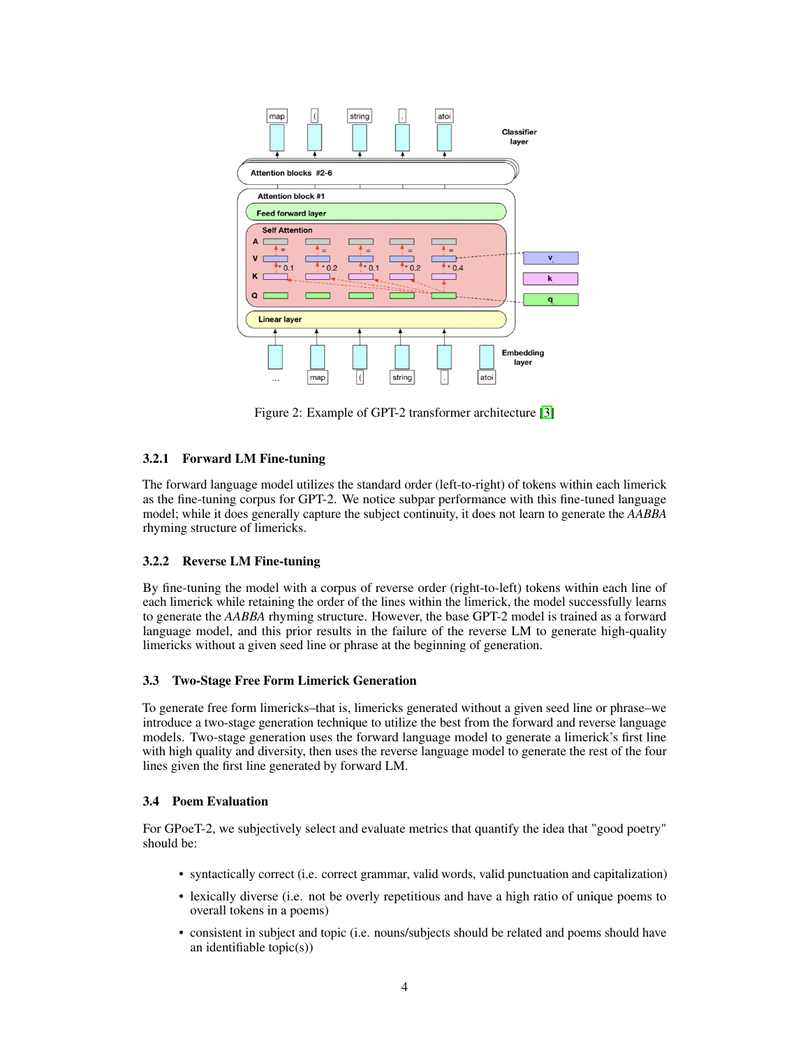Figure 2: Example of GPT-2 transformer architecture [3]

### 3.2.1 Forward LM Fine-tuning

The forward language model utilizes the standard order (left-to-right) of tokens within each limerick as the fine-tuning corpus for GPT-2. We notice subpar performance with this fine-tuned language model; while it does generally capture the subject continuity, it does not learn to generate the *AABBA* rhyming structure of limericks.

### 3.2.2 Reverse LM Fine-tuning

By fine-tuning the model with a corpus of reverse order (right-to-left) tokens within each line of each limerick while retaining the order of the lines within the limerick, the model successfully learns to generate the *AABBA* rhyming structure. However, the base GPT-2 model is trained as a forward language model, and this prior results in the failure of the reverse LM to generate high-quality limericks without a given seed line or phrase at the beginning of generation.

## 3.3 Two-Stage Free Form Limerick Generation

To generate free form limericks–that is, limericks generated without a given seed line or phrase–we introduce a two-stage generation technique to utilize the best from the forward and reverse language models. Two-stage generation uses the forward language model to generate a limerick's first line with high quality and diversity, then uses the reverse language model to generate the rest of the four lines given the first line generated by forward LM.

## 3.4 Poem Evaluation

For GPoeT-2, we subjectively select and evaluate metrics that quantify the idea that "good poetry" should be:

- syntactically correct (i.e. correct grammar, valid words, valid punctuation and capitalization)
- lexically diverse (i.e. not be overly repetitious and have a high ratio of unique poems to overall tokens in a poems)
- consistent in subject and topic (i.e. nouns/subjects should be related and poems should have an identifiable topic(s))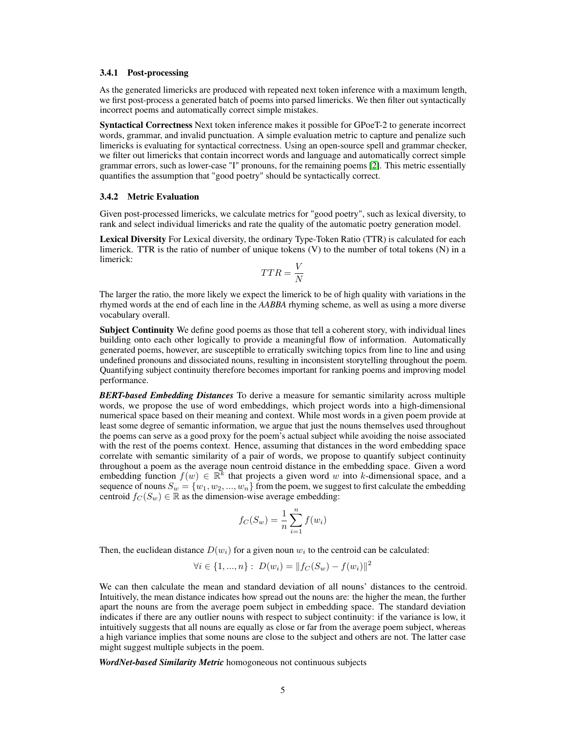### 3.4.1 Post-processing

As the generated limericks are produced with repeated next token inference with a maximum length, we first post-process a generated batch of poems into parsed limericks. We then filter out syntactically incorrect poems and automatically correct simple mistakes.

**Syntactical Correctness** Next token inference makes it possible for GPoeT-2 to generate incorrect words, grammar, and invalid punctuation. A simple evaluation metric to capture and penalize such limericks is evaluating for syntactical correctness. Using an open-source spell and grammar checker, we filter out limericks that contain incorrect words and language and automatically correct simple grammar errors, such as lower-case "I" pronouns, for the remaining poems [2]. This metric essentially quantifies the assumption that "good poetry" should be syntactically correct.

### 3.4.2 Metric Evaluation

Given post-processed limericks, we calculate metrics for "good poetry", such as lexical diversity, to rank and select individual limericks and rate the quality of the automatic poetry generation model.

**Lexical Diversity** For Lexical diversity, the ordinary Type-Token Ratio (TTR) is calculated for each limerick. TTR is the ratio of number of unique tokens (V) to the number of total tokens (N) in a limerick:

$$TTR = \frac{V}{N}$$

The larger the ratio, the more likely we expect the limerick to be of high quality with variations in the rhymed words at the end of each line in the *AABBA* rhyming scheme, as well as using a more diverse vocabulary overall.

**Subject Continuity** We define good poems as those that tell a coherent story, with individual lines building onto each other logically to provide a meaningful flow of information. Automatically generated poems, however, are susceptible to erratically switching topics from line to line and using undefined pronouns and dissociated nouns, resulting in inconsistent storytelling throughout the poem. Quantifying subject continuity therefore becomes important for ranking poems and improving model performance.

***BERT-based Embedding Distances*** To derive a measure for semantic similarity across multiple words, we propose the use of word embeddings, which project words into a high-dimensional numerical space based on their meaning and context. While most words in a given poem provide at least some degree of semantic information, we argue that just the nouns themselves used throughout the poems can serve as a good proxy for the poem's actual subject while avoiding the noise associated with the rest of the poems context. Hence, assuming that distances in the word embedding space correlate with semantic similarity of a pair of words, we propose to quantify subject continuity throughout a poem as the average noun centroid distance in the embedding space. Given a word embedding function $f(w) \in \mathbb{R}^k$ that projects a given word $w$ into $k$-dimensional space, and a sequence of nouns $S_w = \{w_1, w_2, ..., w_n\}$ from the poem, we suggest to first calculate the embedding centroid $f_C(S_w) \in \mathbb{R}$ as the dimension-wise average embedding:

$$f_C(S_w) = \frac{1}{n} \sum_{i=1}^{n} f(w_i)$$

Then, the euclidean distance $D(w_i)$ for a given noun $w_i$ to the centroid can be calculated:

$$\forall i \in \{1, ..., n\} : \; D(w_i) = \| f_C(S_w) - f(w_i) \|^2$$

We can then calculate the mean and standard deviation of all nouns' distances to the centroid. Intuitively, the mean distance indicates how spread out the nouns are: the higher the mean, the further apart the nouns are from the average poem subject in embedding space. The standard deviation indicates if there are any outlier nouns with respect to subject continuity: if the variance is low, it intuitively suggests that all nouns are equally as close or far from the average poem subject, whereas a high variance implies that some nouns are close to the subject and others are not. The latter case might suggest multiple subjects in the poem.

***WordNet-based Similarity Metric*** homogoneous not continuous subjects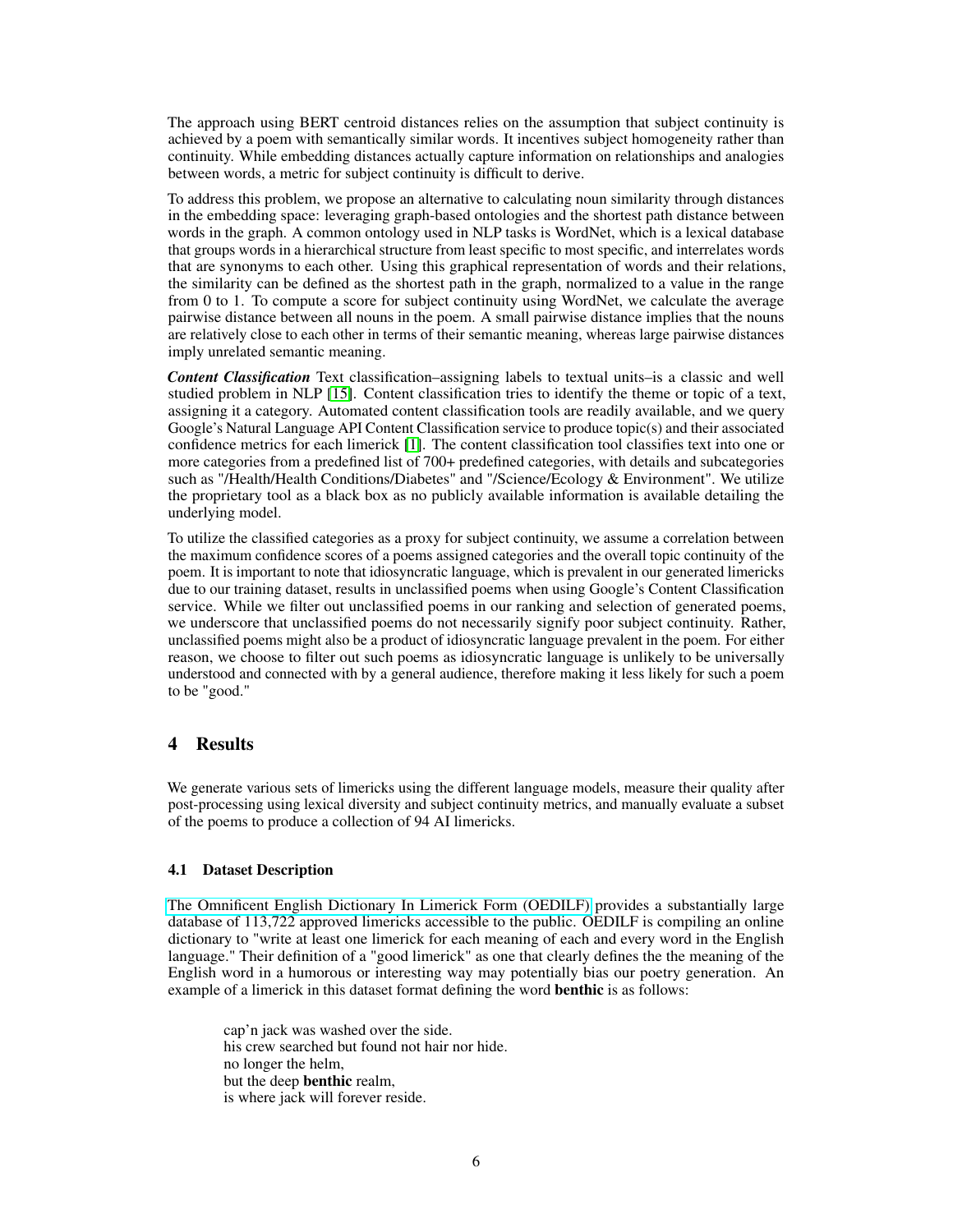The approach using BERT centroid distances relies on the assumption that subject continuity is achieved by a poem with semantically similar words. It incentives subject homogeneity rather than continuity. While embedding distances actually capture information on relationships and analogies between words, a metric for subject continuity is difficult to derive.

To address this problem, we propose an alternative to calculating noun similarity through distances in the embedding space: leveraging graph-based ontologies and the shortest path distance between words in the graph. A common ontology used in NLP tasks is WordNet, which is a lexical database that groups words in a hierarchical structure from least specific to most specific, and interrelates words that are synonyms to each other. Using this graphical representation of words and their relations, the similarity can be defined as the shortest path in the graph, normalized to a value in the range from 0 to 1. To compute a score for subject continuity using WordNet, we calculate the average pairwise distance between all nouns in the poem. A small pairwise distance implies that the nouns are relatively close to each other in terms of their semantic meaning, whereas large pairwise distances imply unrelated semantic meaning.

***Content Classification*** Text classification–assigning labels to textual units–is a classic and well studied problem in NLP [15]. Content classification tries to identify the theme or topic of a text, assigning it a category. Automated content classification tools are readily available, and we query Google's Natural Language API Content Classification service to produce topic(s) and their associated confidence metrics for each limerick [1]. The content classification tool classifies text into one or more categories from a predefined list of 700+ predefined categories, with details and subcategories such as "/Health/Health Conditions/Diabetes" and "/Science/Ecology & Environment". We utilize the proprietary tool as a black box as no publicly available information is available detailing the underlying model.

To utilize the classified categories as a proxy for subject continuity, we assume a correlation between the maximum confidence scores of a poems assigned categories and the overall topic continuity of the poem. It is important to note that idiosyncratic language, which is prevalent in our generated limericks due to our training dataset, results in unclassified poems when using Google's Content Classification service. While we filter out unclassified poems in our ranking and selection of generated poems, we underscore that unclassified poems do not necessarily signify poor subject continuity. Rather, unclassified poems might also be a product of idiosyncratic language prevalent in the poem. For either reason, we choose to filter out such poems as idiosyncratic language is unlikely to be universally understood and connected with by a general audience, therefore making it less likely for such a poem to be "good."

## 4 Results

We generate various sets of limericks using the different language models, measure their quality after post-processing using lexical diversity and subject continuity metrics, and manually evaluate a subset of the poems to produce a collection of 94 AI limericks.

### 4.1 Dataset Description

The Omnificent English Dictionary In Limerick Form (OEDILF) provides a substantially large database of 113,722 approved limericks accessible to the public. OEDILF is compiling an online dictionary to "write at least one limerick for each meaning of each and every word in the English language." Their definition of a "good limerick" as one that clearly defines the the meaning of the English word in a humorous or interesting way may potentially bias our poetry generation. An example of a limerick in this dataset format defining the word **benthic** is as follows:

> cap'n jack was washed over the side.
> his crew searched but found not hair nor hide.
> no longer the helm,
> but the deep **benthic** realm,
> is where jack will forever reside.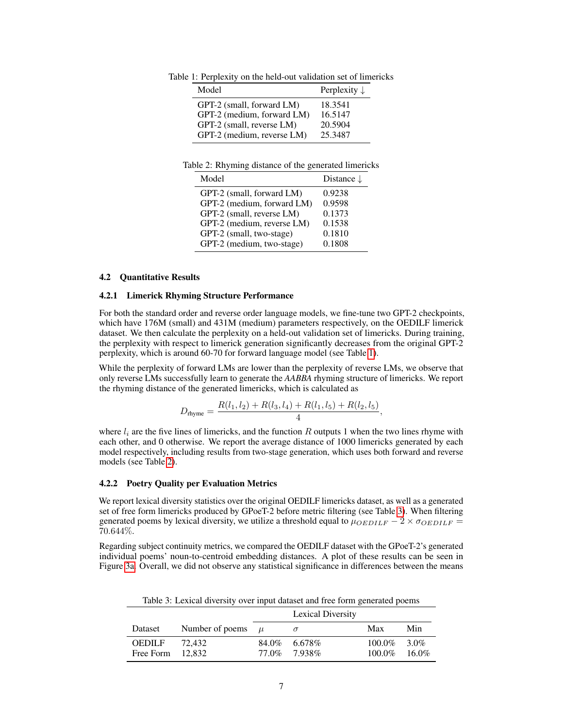Table 1: Perplexity on the held-out validation set of limericks

| Model | Perplexity ↓ |
|---|---|
| GPT-2 (small, forward LM) | 18.3541 |
| GPT-2 (medium, forward LM) | 16.5147 |
| GPT-2 (small, reverse LM) | 20.5904 |
| GPT-2 (medium, reverse LM) | 25.3487 |

Table 2: Rhyming distance of the generated limericks

| Model | Distance ↓ |
|---|---|
| GPT-2 (small, forward LM) | 0.9238 |
| GPT-2 (medium, forward LM) | 0.9598 |
| GPT-2 (small, reverse LM) | 0.1373 |
| GPT-2 (medium, reverse LM) | 0.1538 |
| GPT-2 (small, two-stage) | 0.1810 |
| GPT-2 (medium, two-stage) | 0.1808 |

### 4.2 Quantitative Results

#### 4.2.1 Limerick Rhyming Structure Performance

For both the standard order and reverse order language models, we fine-tune two GPT-2 checkpoints, which have 176M (small) and 431M (medium) parameters respectively, on the OEDILF limerick dataset. We then calculate the perplexity on a held-out validation set of limericks. During training, the perplexity with respect to limerick generation significantly decreases from the original GPT-2 perplexity, which is around 60-70 for forward language model (see Table 1).

While the perplexity of forward LMs are lower than the perplexity of reverse LMs, we observe that only reverse LMs successfully learn to generate the ***AABBA*** rhyming structure of limericks. We report the rhyming distance of the generated limericks, which is calculated as

$$D_{\text{rhyme}} = \frac{R(l_1, l_2) + R(l_3, l_4) + R(l_1, l_5) + R(l_2, l_5)}{4},$$

where $l_i$ are the five lines of limericks, and the function $R$ outputs 1 when the two lines rhyme with each other, and 0 otherwise. We report the average distance of 1000 limericks generated by each model respectively, including results from two-stage generation, which uses both forward and reverse models (see Table 2).

#### 4.2.2 Poetry Quality per Evaluation Metrics

We report lexical diversity statistics over the original OEDILF limericks dataset, as well as a generated set of free form limericks produced by GPoeT-2 before metric filtering (see Table 3). When filtering generated poems by lexical diversity, we utilize a threshold equal to $\mu_{OEDILF} - 2 \times \sigma_{OEDILF} = 70.644\%$.

Regarding subject continuity metrics, we compared the OEDILF dataset with the GPoeT-2's generated individual poems' noun-to-centroid embedding distances. A plot of these results can be seen in Figure 3a. Overall, we did not observe any statistical significance in differences between the means

Table 3: Lexical diversity over input dataset and free form generated poems

| | | Lexical Diversity | | | |
|---|---|---|---|---|---|
| Dataset | Number of poems | $\mu$ | $\sigma$ | Max | Min |
| OEDILF | 72,432 | 84.0% | 6.678% | 100.0% | 3.0% |
| Free Form | 12,832 | 77.0% | 7.938% | 100.0% | 16.0% |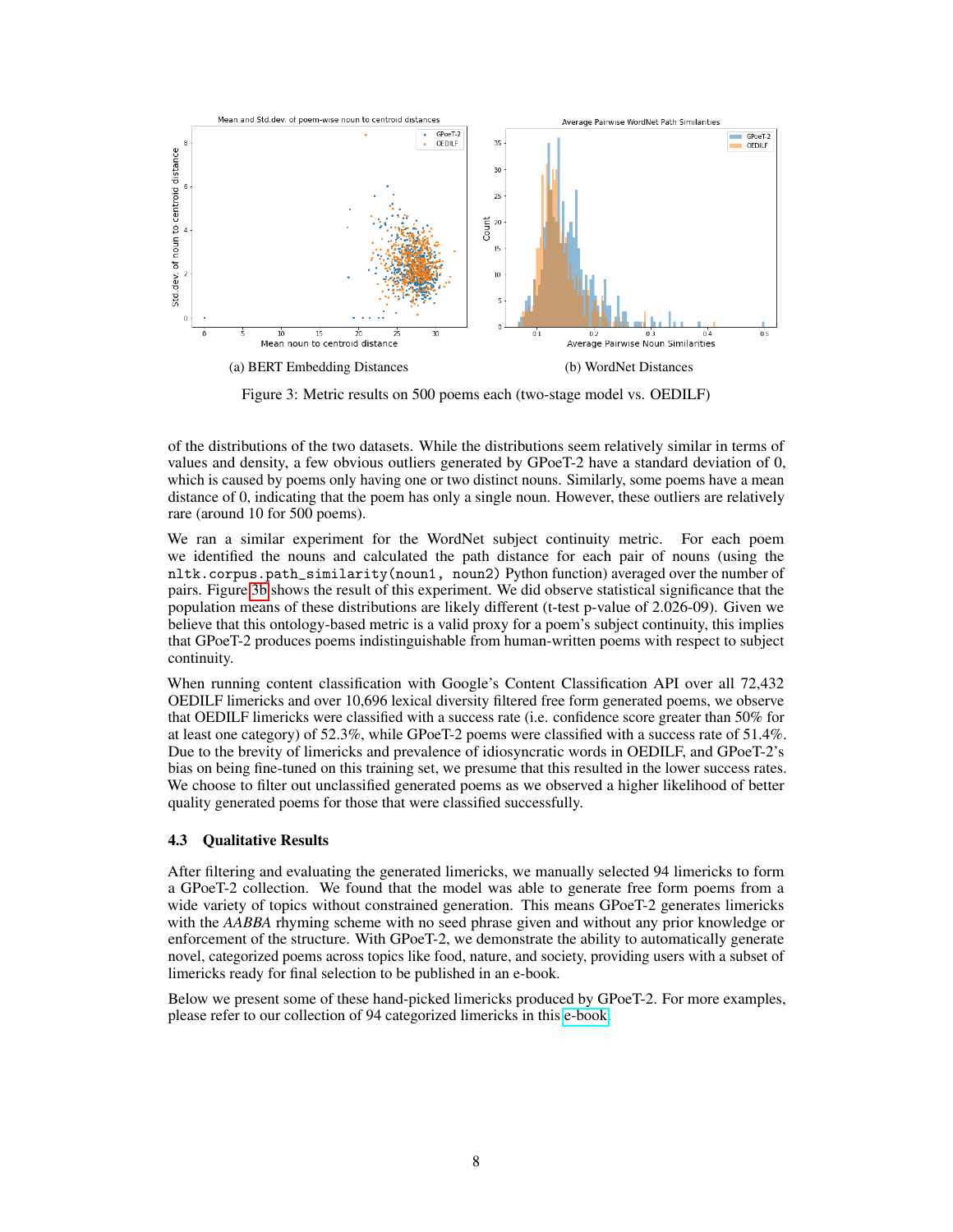(a) BERT Embedding Distances

(b) WordNet Distances

Figure 3: Metric results on 500 poems each (two-stage model vs. OEDILF)

of the distributions of the two datasets. While the distributions seem relatively similar in terms of values and density, a few obvious outliers generated by GPoeT-2 have a standard deviation of 0, which is caused by poems only having one or two distinct nouns. Similarly, some poems have a mean distance of 0, indicating that the poem has only a single noun. However, these outliers are relatively rare (around 10 for 500 poems).

We ran a similar experiment for the WordNet subject continuity metric. For each poem we identified the nouns and calculated the path distance for each pair of nouns (using the `nltk.corpus.path_similarity(noun1, noun2)` Python function) averaged over the number of pairs. Figure 3b shows the result of this experiment. We did observe statistical significance that the population means of these distributions are likely different (t-test p-value of 2.026-09). Given we believe that this ontology-based metric is a valid proxy for a poem's subject continuity, this implies that GPoeT-2 produces poems indistinguishable from human-written poems with respect to subject continuity.

When running content classification with Google's Content Classification API over all 72,432 OEDILF limericks and over 10,696 lexical diversity filtered free form generated poems, we observe that OEDILF limericks were classified with a success rate (i.e. confidence score greater than 50% for at least one category) of 52.3%, while GPoeT-2 poems were classified with a success rate of 51.4%. Due to the brevity of limericks and prevalence of idiosyncratic words in OEDILF, and GPoeT-2's bias on being fine-tuned on this training set, we presume that this resulted in the lower success rates. We choose to filter out unclassified generated poems as we observed a higher likelihood of better quality generated poems for those that were classified successfully.

### 4.3 Qualitative Results

After filtering and evaluating the generated limericks, we manually selected 94 limericks to form a GPoeT-2 collection. We found that the model was able to generate free form poems from a wide variety of topics without constrained generation. This means GPoeT-2 generates limericks with the *AABBA* rhyming scheme with no seed phrase given and without any prior knowledge or enforcement of the structure. With GPoeT-2, we demonstrate the ability to automatically generate novel, categorized poems across topics like food, nature, and society, providing users with a subset of limericks ready for final selection to be published in an e-book.

Below we present some of these hand-picked limericks produced by GPoeT-2. For more examples, please refer to our collection of 94 categorized limericks in this e-book.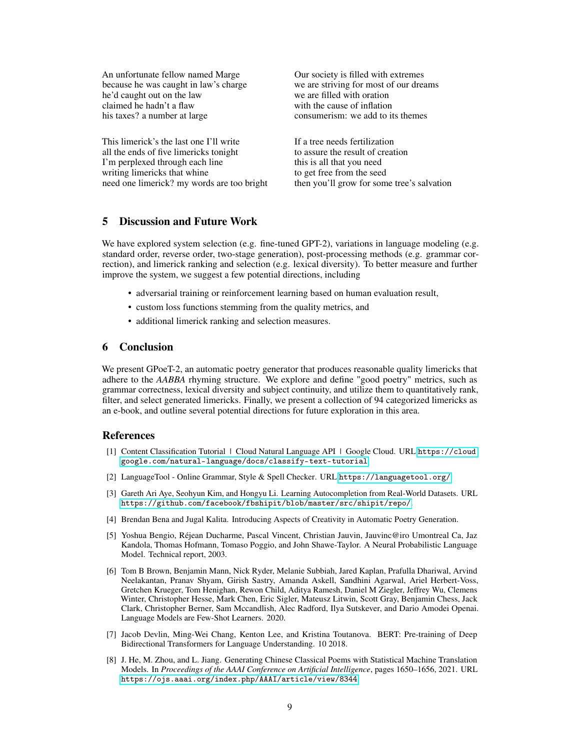An unfortunate fellow named Marge
because he was caught in law's charge
he'd caught out on the law
claimed he hadn't a flaw
his taxes? a number at large

Our society is filled with extremes
we are striving for most of our dreams
we are filled with oration
with the cause of inflation
consumerism: we add to its themes

This limerick's the last one I'll write
all the ends of five limericks tonight
I'm perplexed through each line
writing limericks that whine
need one limerick? my words are too bright

If a tree needs fertilization
to assure the result of creation
this is all that you need
to get free from the seed
then you'll grow for some tree's salvation

## 5 Discussion and Future Work

We have explored system selection (e.g. fine-tuned GPT-2), variations in language modeling (e.g. standard order, reverse order, two-stage generation), post-processing methods (e.g. grammar correction), and limerick ranking and selection (e.g. lexical diversity). To better measure and further improve the system, we suggest a few potential directions, including

- adversarial training or reinforcement learning based on human evaluation result,
- custom loss functions stemming from the quality metrics, and
- additional limerick ranking and selection measures.

## 6 Conclusion

We present GPoeT-2, an automatic poetry generator that produces reasonable quality limericks that adhere to the *AABBA* rhyming structure. We explore and define "good poetry" metrics, such as grammar correctness, lexical diversity and subject continuity, and utilize them to quantitatively rank, filter, and select generated limericks. Finally, we present a collection of 94 categorized limericks as an e-book, and outline several potential directions for future exploration in this area.

## References

[1] Content Classification Tutorial | Cloud Natural Language API | Google Cloud. URL https://cloud.google.com/natural-language/docs/classify-text-tutorial.

[2] LanguageTool - Online Grammar, Style & Spell Checker. URL https://languagetool.org/.

[3] Gareth Ari Aye, Seohyun Kim, and Hongyu Li. Learning Autocompletion from Real-World Datasets. URL https://github.com/facebook/fbshipit/blob/master/src/shipit/repo/.

[4] Brendan Bena and Jugal Kalita. Introducing Aspects of Creativity in Automatic Poetry Generation.

[5] Yoshua Bengio, Réjean Ducharme, Pascal Vincent, Christian Jauvin, Jauvinc@iro Umontreal Ca, Jaz Kandola, Thomas Hofmann, Tomaso Poggio, and John Shawe-Taylor. A Neural Probabilistic Language Model. Technical report, 2003.

[6] Tom B Brown, Benjamin Mann, Nick Ryder, Melanie Subbiah, Jared Kaplan, Prafulla Dhariwal, Arvind Neelakantan, Pranav Shyam, Girish Sastry, Amanda Askell, Sandhini Agarwal, Ariel Herbert-Voss, Gretchen Krueger, Tom Henighan, Rewon Child, Aditya Ramesh, Daniel M Ziegler, Jeffrey Wu, Clemens Winter, Christopher Hesse, Mark Chen, Eric Sigler, Mateusz Litwin, Scott Gray, Benjamin Chess, Jack Clark, Christopher Berner, Sam Mccandlish, Alec Radford, Ilya Sutskever, and Dario Amodei Openai. Language Models are Few-Shot Learners. 2020.

[7] Jacob Devlin, Ming-Wei Chang, Kenton Lee, and Kristina Toutanova. BERT: Pre-training of Deep Bidirectional Transformers for Language Understanding. 10 2018.

[8] J. He, M. Zhou, and L. Jiang. Generating Chinese Classical Poems with Statistical Machine Translation Models. In *Proceedings of the AAAI Conference on Artificial Intelligence*, pages 1650–1656, 2021. URL https://ojs.aaai.org/index.php/AAAI/article/view/8344.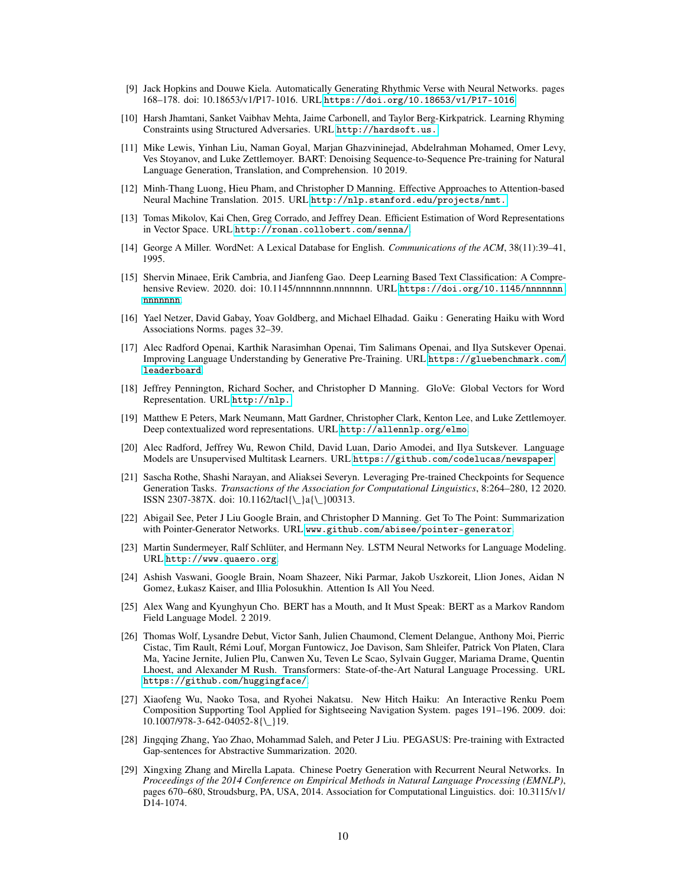[9] Jack Hopkins and Douwe Kiela. Automatically Generating Rhythmic Verse with Neural Networks. pages 168–178. doi: 10.18653/v1/P17-1016. URL https://doi.org/10.18653/v1/P17-1016.

[10] Harsh Jhamtani, Sanket Vaibhav Mehta, Jaime Carbonell, and Taylor Berg-Kirkpatrick. Learning Rhyming Constraints using Structured Adversaries. URL http://hardsoft.us.

[11] Mike Lewis, Yinhan Liu, Naman Goyal, Marjan Ghazvininejad, Abdelrahman Mohamed, Omer Levy, Ves Stoyanov, and Luke Zettlemoyer. BART: Denoising Sequence-to-Sequence Pre-training for Natural Language Generation, Translation, and Comprehension. 10 2019.

[12] Minh-Thang Luong, Hieu Pham, and Christopher D Manning. Effective Approaches to Attention-based Neural Machine Translation. 2015. URL http://nlp.stanford.edu/projects/nmt.

[13] Tomas Mikolov, Kai Chen, Greg Corrado, and Jeffrey Dean. Efficient Estimation of Word Representations in Vector Space. URL http://ronan.collobert.com/senna/.

[14] George A Miller. WordNet: A Lexical Database for English. *Communications of the ACM*, 38(11):39–41, 1995.

[15] Shervin Minaee, Erik Cambria, and Jianfeng Gao. Deep Learning Based Text Classification: A Comprehensive Review. 2020. doi: 10.1145/nnnnnnn.nnnnnnn. URL https://doi.org/10.1145/nnnnnnn.nnnnnnn.

[16] Yael Netzer, David Gabay, Yoav Goldberg, and Michael Elhadad. Gaiku : Generating Haiku with Word Associations Norms. pages 32–39.

[17] Alec Radford Openai, Karthik Narasimhan Openai, Tim Salimans Openai, and Ilya Sutskever Openai. Improving Language Understanding by Generative Pre-Training. URL https://gluebenchmark.com/leaderboard.

[18] Jeffrey Pennington, Richard Socher, and Christopher D Manning. GloVe: Global Vectors for Word Representation. URL http://nlp.

[19] Matthew E Peters, Mark Neumann, Matt Gardner, Christopher Clark, Kenton Lee, and Luke Zettlemoyer. Deep contextualized word representations. URL http://allennlp.org/elmo.

[20] Alec Radford, Jeffrey Wu, Rewon Child, David Luan, Dario Amodei, and Ilya Sutskever. Language Models are Unsupervised Multitask Learners. URL https://github.com/codelucas/newspaper.

[21] Sascha Rothe, Shashi Narayan, and Aliaksei Severyn. Leveraging Pre-trained Checkpoints for Sequence Generation Tasks. *Transactions of the Association for Computational Linguistics*, 8:264–280, 12 2020. ISSN 2307-387X. doi: 10.1162/tacl{\_}a{\_}00313.

[22] Abigail See, Peter J Liu Google Brain, and Christopher D Manning. Get To The Point: Summarization with Pointer-Generator Networks. URL www.github.com/abisee/pointer-generator.

[23] Martin Sundermeyer, Ralf Schlüter, and Hermann Ney. LSTM Neural Networks for Language Modeling. URL http://www.quaero.org.

[24] Ashish Vaswani, Google Brain, Noam Shazeer, Niki Parmar, Jakob Uszkoreit, Llion Jones, Aidan N Gomez, Łukasz Kaiser, and Illia Polosukhin. Attention Is All You Need.

[25] Alex Wang and Kyunghyun Cho. BERT has a Mouth, and It Must Speak: BERT as a Markov Random Field Language Model. 2 2019.

[26] Thomas Wolf, Lysandre Debut, Victor Sanh, Julien Chaumond, Clement Delangue, Anthony Moi, Pierric Cistac, Tim Rault, Rémi Louf, Morgan Funtowicz, Joe Davison, Sam Shleifer, Patrick Von Platen, Clara Ma, Yacine Jernite, Julien Plu, Canwen Xu, Teven Le Scao, Sylvain Gugger, Mariama Drame, Quentin Lhoest, and Alexander M Rush. Transformers: State-of-the-Art Natural Language Processing. URL https://github.com/huggingface/.

[27] Xiaofeng Wu, Naoko Tosa, and Ryohei Nakatsu. New Hitch Haiku: An Interactive Renku Poem Composition Supporting Tool Applied for Sightseeing Navigation System. pages 191–196. 2009. doi: 10.1007/978-3-642-04052-8{\_}19.

[28] Jingqing Zhang, Yao Zhao, Mohammad Saleh, and Peter J Liu. PEGASUS: Pre-training with Extracted Gap-sentences for Abstractive Summarization. 2020.

[29] Xingxing Zhang and Mirella Lapata. Chinese Poetry Generation with Recurrent Neural Networks. In *Proceedings of the 2014 Conference on Empirical Methods in Natural Language Processing (EMNLP)*, pages 670–680, Stroudsburg, PA, USA, 2014. Association for Computational Linguistics. doi: 10.3115/v1/D14-1074.